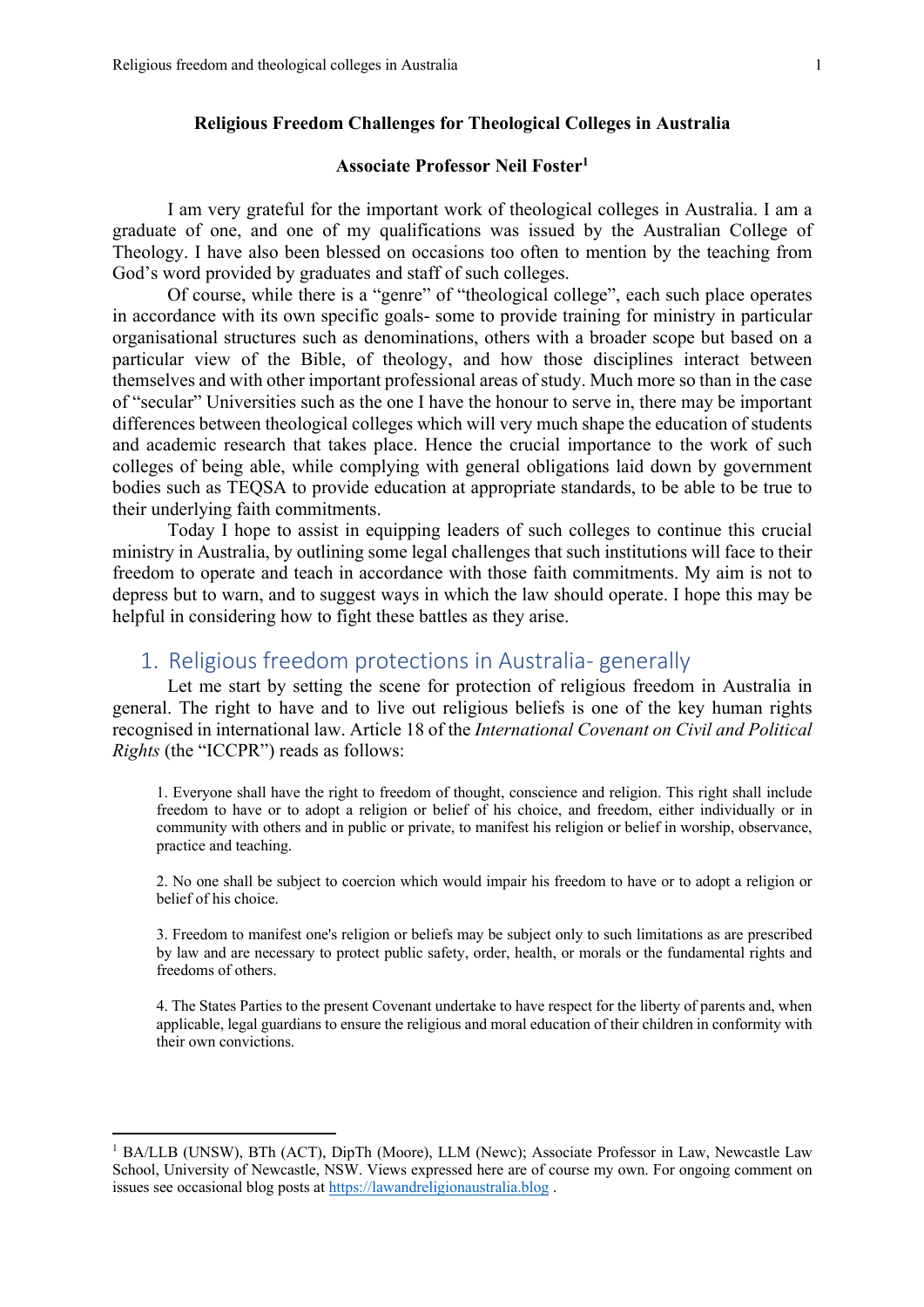**Religious Freedom Challenges for Theological Colleges in Australia**

**Associate Professor Neil Foster[1]**

I am very grateful for the important work of theological colleges in Australia. I am a graduate of one, and one of my qualifications was issued by the Australian College of Theology. I have also been blessed on occasions too often to mention by the teaching from God's word provided by graduates and staff of such colleges.

Of course, while there is a "genre" of "theological college", each such place operates in accordance with its own specific goals- some to provide training for ministry in particular organisational structures such as denominations, others with a broader scope but based on a particular view of the Bible, of theology, and how those disciplines interact between themselves and with other important professional areas of study. Much more so than in the case of "secular" Universities such as the one I have the honour to serve in, there may be important differences between theological colleges which will very much shape the education of students and academic research that takes place. Hence the crucial importance to the work of such colleges of being able, while complying with general obligations laid down by government bodies such as TEQSA to provide education at appropriate standards, to be able to be true to their underlying faith commitments.

Today I hope to assist in equipping leaders of such colleges to continue this crucial ministry in Australia, by outlining some legal challenges that such institutions will face to their freedom to operate and teach in accordance with those faith commitments. My aim is not to depress but to warn, and to suggest ways in which the law should operate. I hope this may be helpful in considering how to fight these battles as they arise.

## 1. Religious freedom protections in Australia- generally

Let me start by setting the scene for protection of religious freedom in Australia in general. The right to have and to live out religious beliefs is one of the key human rights recognised in international law. Article 18 of the *International Covenant on Civil and Political Rights* (the "ICCPR") reads as follows:

> 1. Everyone shall have the right to freedom of thought, conscience and religion. This right shall include freedom to have or to adopt a religion or belief of his choice, and freedom, either individually or in community with others and in public or private, to manifest his religion or belief in worship, observance, practice and teaching.
>
> 2. No one shall be subject to coercion which would impair his freedom to have or to adopt a religion or belief of his choice.
>
> 3. Freedom to manifest one's religion or beliefs may be subject only to such limitations as are prescribed by law and are necessary to protect public safety, order, health, or morals or the fundamental rights and freedoms of others.
>
> 4. The States Parties to the present Covenant undertake to have respect for the liberty of parents and, when applicable, legal guardians to ensure the religious and moral education of their children in conformity with their own convictions.

---

[1] BA/LLB (UNSW), BTh (ACT), DipTh (Moore), LLM (Newc); Associate Professor in Law, Newcastle Law School, University of Newcastle, NSW. Views expressed here are of course my own. For ongoing comment on issues see occasional blog posts at https://lawandreligionaustralia.blog .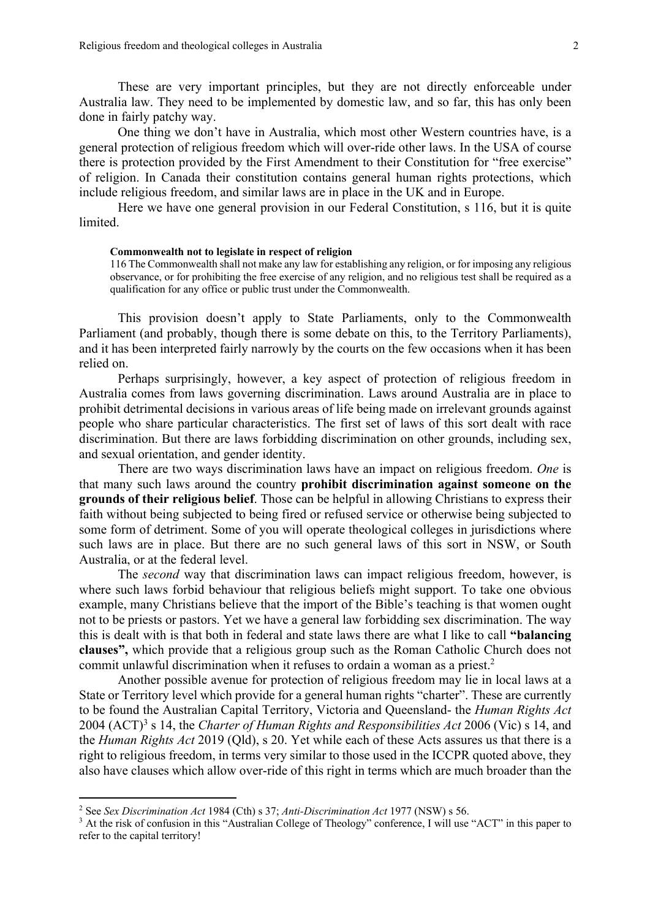These are very important principles, but they are not directly enforceable under Australia law. They need to be implemented by domestic law, and so far, this has only been done in fairly patchy way.

One thing we don't have in Australia, which most other Western countries have, is a general protection of religious freedom which will over-ride other laws. In the USA of course there is protection provided by the First Amendment to their Constitution for "free exercise" of religion. In Canada their constitution contains general human rights protections, which include religious freedom, and similar laws are in place in the UK and in Europe.

Here we have one general provision in our Federal Constitution, s 116, but it is quite limited.

> **Commonwealth not to legislate in respect of religion**
>
> 116 The Commonwealth shall not make any law for establishing any religion, or for imposing any religious observance, or for prohibiting the free exercise of any religion, and no religious test shall be required as a qualification for any office or public trust under the Commonwealth.

This provision doesn't apply to State Parliaments, only to the Commonwealth Parliament (and probably, though there is some debate on this, to the Territory Parliaments), and it has been interpreted fairly narrowly by the courts on the few occasions when it has been relied on.

Perhaps surprisingly, however, a key aspect of protection of religious freedom in Australia comes from laws governing discrimination. Laws around Australia are in place to prohibit detrimental decisions in various areas of life being made on irrelevant grounds against people who share particular characteristics. The first set of laws of this sort dealt with race discrimination. But there are laws forbidding discrimination on other grounds, including sex, and sexual orientation, and gender identity.

There are two ways discrimination laws have an impact on religious freedom. *One* is that many such laws around the country **prohibit discrimination against someone on the grounds of their religious belief**. Those can be helpful in allowing Christians to express their faith without being subjected to being fired or refused service or otherwise being subjected to some form of detriment. Some of you will operate theological colleges in jurisdictions where such laws are in place. But there are no such general laws of this sort in NSW, or South Australia, or at the federal level.

The *second* way that discrimination laws can impact religious freedom, however, is where such laws forbid behaviour that religious beliefs might support. To take one obvious example, many Christians believe that the import of the Bible's teaching is that women ought not to be priests or pastors. Yet we have a general law forbidding sex discrimination. The way this is dealt with is that both in federal and state laws there are what I like to call **"balancing clauses",** which provide that a religious group such as the Roman Catholic Church does not commit unlawful discrimination when it refuses to ordain a woman as a priest.[2]

Another possible avenue for protection of religious freedom may lie in local laws at a State or Territory level which provide for a general human rights "charter". These are currently to be found the Australian Capital Territory, Victoria and Queensland- the *Human Rights Act* 2004 (ACT)[3] s 14, the *Charter of Human Rights and Responsibilities Act* 2006 (Vic) s 14, and the *Human Rights Act* 2019 (Qld), s 20. Yet while each of these Acts assures us that there is a right to religious freedom, in terms very similar to those used in the ICCPR quoted above, they also have clauses which allow over-ride of this right in terms which are much broader than the

---

[2] See *Sex Discrimination Act* 1984 (Cth) s 37; *Anti-Discrimination Act* 1977 (NSW) s 56.

[3] At the risk of confusion in this "Australian College of Theology" conference, I will use "ACT" in this paper to refer to the capital territory!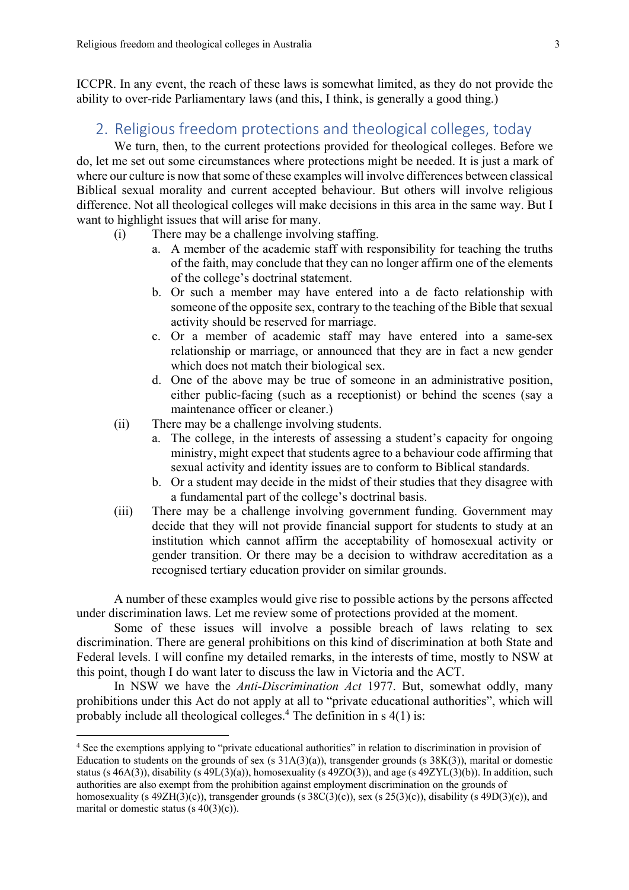ICCPR. In any event, the reach of these laws is somewhat limited, as they do not provide the ability to over-ride Parliamentary laws (and this, I think, is generally a good thing.)

## 2. Religious freedom protections and theological colleges, today

We turn, then, to the current protections provided for theological colleges. Before we do, let me set out some circumstances where protections might be needed. It is just a mark of where our culture is now that some of these examples will involve differences between classical Biblical sexual morality and current accepted behaviour. But others will involve religious difference. Not all theological colleges will make decisions in this area in the same way. But I want to highlight issues that will arise for many.

(i) There may be a challenge involving staffing.
   a. A member of the academic staff with responsibility for teaching the truths of the faith, may conclude that they can no longer affirm one of the elements of the college's doctrinal statement.
   b. Or such a member may have entered into a de facto relationship with someone of the opposite sex, contrary to the teaching of the Bible that sexual activity should be reserved for marriage.
   c. Or a member of academic staff may have entered into a same-sex relationship or marriage, or announced that they are in fact a new gender which does not match their biological sex.
   d. One of the above may be true of someone in an administrative position, either public-facing (such as a receptionist) or behind the scenes (say a maintenance officer or cleaner.)

(ii) There may be a challenge involving students.
   a. The college, in the interests of assessing a student's capacity for ongoing ministry, might expect that students agree to a behaviour code affirming that sexual activity and identity issues are to conform to Biblical standards.
   b. Or a student may decide in the midst of their studies that they disagree with a fundamental part of the college's doctrinal basis.

(iii) There may be a challenge involving government funding. Government may decide that they will not provide financial support for students to study at an institution which cannot affirm the acceptability of homosexual activity or gender transition. Or there may be a decision to withdraw accreditation as a recognised tertiary education provider on similar grounds.

A number of these examples would give rise to possible actions by the persons affected under discrimination laws. Let me review some of protections provided at the moment.

Some of these issues will involve a possible breach of laws relating to sex discrimination. There are general prohibitions on this kind of discrimination at both State and Federal levels. I will confine my detailed remarks, in the interests of time, mostly to NSW at this point, though I do want later to discuss the law in Victoria and the ACT.

In NSW we have the *Anti-Discrimination Act* 1977. But, somewhat oddly, many prohibitions under this Act do not apply at all to "private educational authorities", which will probably include all theological colleges.[4] The definition in s 4(1) is:

---

[4] See the exemptions applying to "private educational authorities" in relation to discrimination in provision of Education to students on the grounds of sex (s 31A(3)(a)), transgender grounds (s 38K(3)), marital or domestic status (s 46A(3)), disability (s 49L(3)(a)), homosexuality (s 49ZO(3)), and age (s 49ZYL(3)(b)). In addition, such authorities are also exempt from the prohibition against employment discrimination on the grounds of homosexuality (s 49ZH(3)(c)), transgender grounds (s 38C(3)(c)), sex (s 25(3)(c)), disability (s 49D(3)(c)), and marital or domestic status (s 40(3)(c)).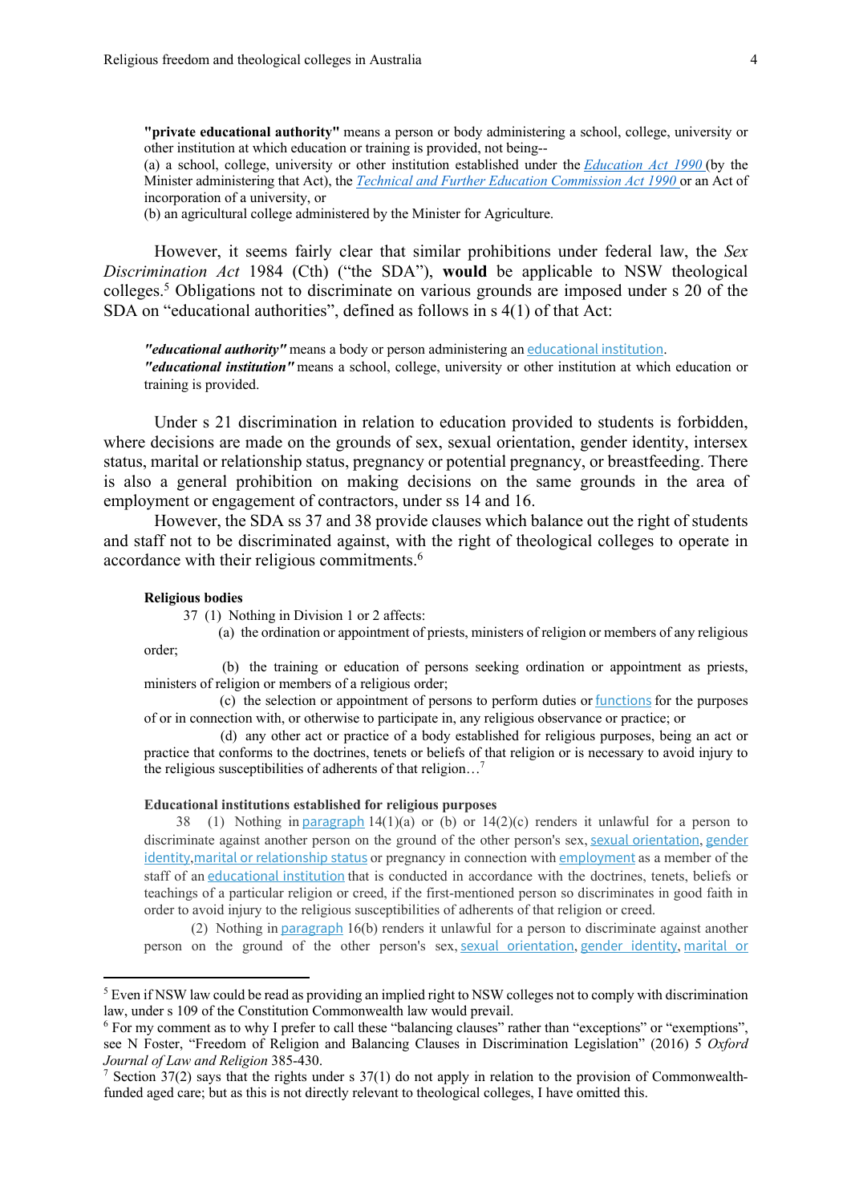**"private educational authority"** means a person or body administering a school, college, university or other institution at which education or training is provided, not being--
(a) a school, college, university or other institution established under the *Education Act 1990* (by the Minister administering that Act), the *Technical and Further Education Commission Act 1990* or an Act of incorporation of a university, or
(b) an agricultural college administered by the Minister for Agriculture.

However, it seems fairly clear that similar prohibitions under federal law, the *Sex Discrimination Act* 1984 (Cth) ("the SDA"), **would** be applicable to NSW theological colleges.[5] Obligations not to discriminate on various grounds are imposed under s 20 of the SDA on "educational authorities", defined as follows in s 4(1) of that Act:

***"educational authority"*** means a body or person administering an educational institution.
***"educational institution"*** means a school, college, university or other institution at which education or training is provided.

Under s 21 discrimination in relation to education provided to students is forbidden, where decisions are made on the grounds of sex, sexual orientation, gender identity, intersex status, marital or relationship status, pregnancy or potential pregnancy, or breastfeeding. There is also a general prohibition on making decisions on the same grounds in the area of employment or engagement of contractors, under ss 14 and 16.

However, the SDA ss 37 and 38 provide clauses which balance out the right of students and staff not to be discriminated against, with the right of theological colleges to operate in accordance with their religious commitments.[6]

**Religious bodies**

37 (1) Nothing in Division 1 or 2 affects:

(a) the ordination or appointment of priests, ministers of religion or members of any religious order;

(b) the training or education of persons seeking ordination or appointment as priests, ministers of religion or members of a religious order;

(c) the selection or appointment of persons to perform duties or functions for the purposes of or in connection with, or otherwise to participate in, any religious observance or practice; or

(d) any other act or practice of a body established for religious purposes, being an act or practice that conforms to the doctrines, tenets or beliefs of that religion or is necessary to avoid injury to the religious susceptibilities of adherents of that religion…[7]

**Educational institutions established for religious purposes**

38 (1) Nothing in paragraph 14(1)(a) or (b) or 14(2)(c) renders it unlawful for a person to discriminate against another person on the ground of the other person's sex, sexual orientation, gender identity, marital or relationship status or pregnancy in connection with employment as a member of the staff of an educational institution that is conducted in accordance with the doctrines, tenets, beliefs or teachings of a particular religion or creed, if the first-mentioned person so discriminates in good faith in order to avoid injury to the religious susceptibilities of adherents of that religion or creed.

(2) Nothing in paragraph 16(b) renders it unlawful for a person to discriminate against another person on the ground of the other person's sex, sexual orientation, gender identity, marital or

---

[5] Even if NSW law could be read as providing an implied right to NSW colleges not to comply with discrimination law, under s 109 of the Constitution Commonwealth law would prevail.

[6] For my comment as to why I prefer to call these "balancing clauses" rather than "exceptions" or "exemptions", see N Foster, "Freedom of Religion and Balancing Clauses in Discrimination Legislation" (2016) 5 *Oxford Journal of Law and Religion* 385-430.

[7] Section 37(2) says that the rights under s 37(1) do not apply in relation to the provision of Commonwealth-funded aged care; but as this is not directly relevant to theological colleges, I have omitted this.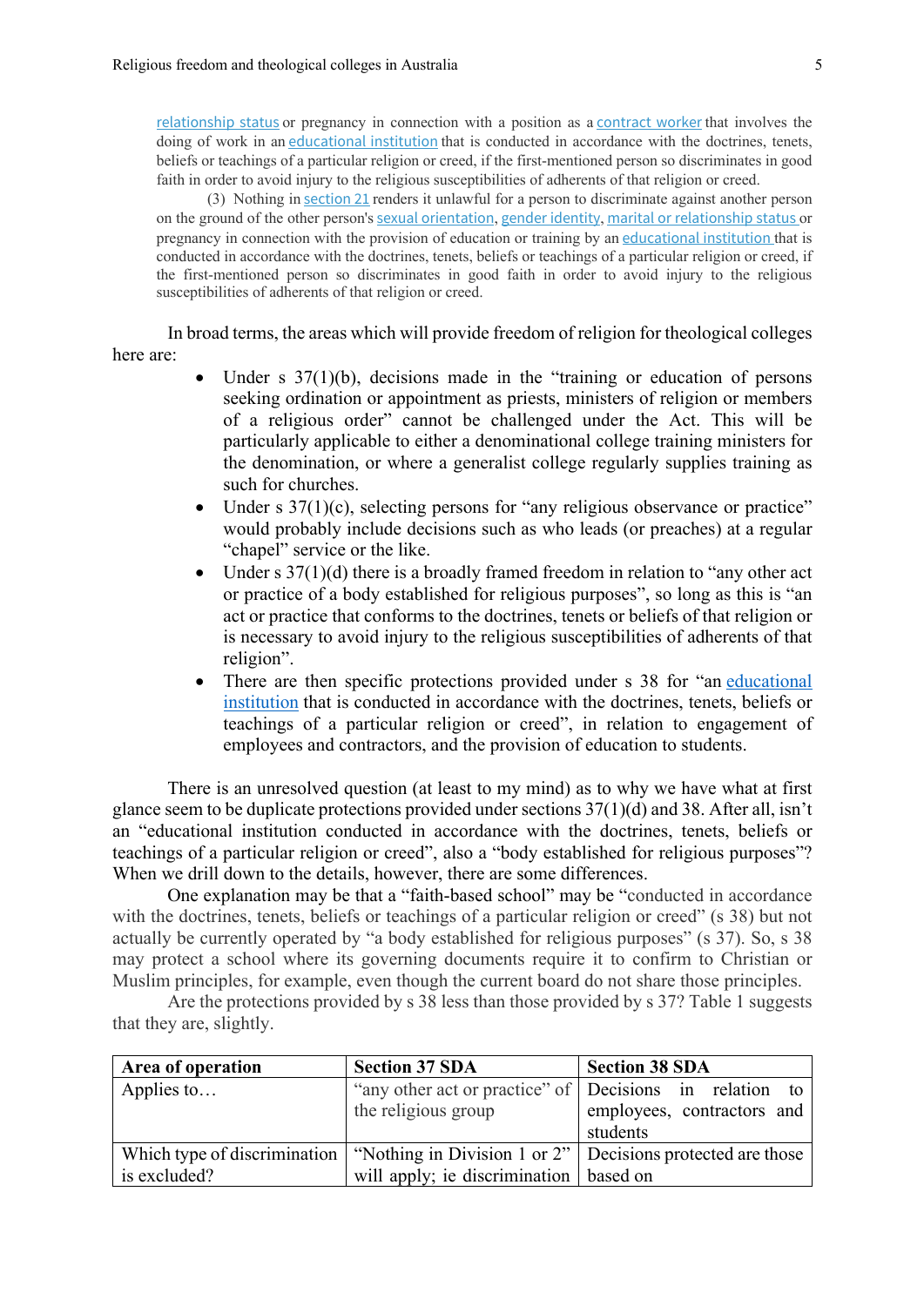relationship status or pregnancy in connection with a position as a contract worker that involves the doing of work in an educational institution that is conducted in accordance with the doctrines, tenets, beliefs or teachings of a particular religion or creed, if the first-mentioned person so discriminates in good faith in order to avoid injury to the religious susceptibilities of adherents of that religion or creed.

(3) Nothing in section 21 renders it unlawful for a person to discriminate against another person on the ground of the other person's sexual orientation, gender identity, marital or relationship status or pregnancy in connection with the provision of education or training by an educational institution that is conducted in accordance with the doctrines, tenets, beliefs or teachings of a particular religion or creed, if the first-mentioned person so discriminates in good faith in order to avoid injury to the religious susceptibilities of adherents of that religion or creed.

In broad terms, the areas which will provide freedom of religion for theological colleges here are:

- Under s 37(1)(b), decisions made in the "training or education of persons seeking ordination or appointment as priests, ministers of religion or members of a religious order" cannot be challenged under the Act. This will be particularly applicable to either a denominational college training ministers for the denomination, or where a generalist college regularly supplies training as such for churches.
- Under s 37(1)(c), selecting persons for "any religious observance or practice" would probably include decisions such as who leads (or preaches) at a regular "chapel" service or the like.
- Under s 37(1)(d) there is a broadly framed freedom in relation to "any other act or practice of a body established for religious purposes", so long as this is "an act or practice that conforms to the doctrines, tenets or beliefs of that religion or is necessary to avoid injury to the religious susceptibilities of adherents of that religion".
- There are then specific protections provided under s 38 for "an educational institution that is conducted in accordance with the doctrines, tenets, beliefs or teachings of a particular religion or creed", in relation to engagement of employees and contractors, and the provision of education to students.

There is an unresolved question (at least to my mind) as to why we have what at first glance seem to be duplicate protections provided under sections 37(1)(d) and 38. After all, isn't an "educational institution conducted in accordance with the doctrines, tenets, beliefs or teachings of a particular religion or creed", also a "body established for religious purposes"? When we drill down to the details, however, there are some differences.

One explanation may be that a "faith-based school" may be "conducted in accordance with the doctrines, tenets, beliefs or teachings of a particular religion or creed" (s 38) but not actually be currently operated by "a body established for religious purposes" (s 37). So, s 38 may protect a school where its governing documents require it to confirm to Christian or Muslim principles, for example, even though the current board do not share those principles.

Are the protections provided by s 38 less than those provided by s 37? Table 1 suggests that they are, slightly.

| Area of operation | Section 37 SDA | Section 38 SDA |
|---|---|---|
| Applies to… | "any other act or practice" of the religious group | Decisions in relation to employees, contractors and students |
| Which type of discrimination is excluded? | "Nothing in Division 1 or 2" will apply; ie discrimination | Decisions protected are those based on |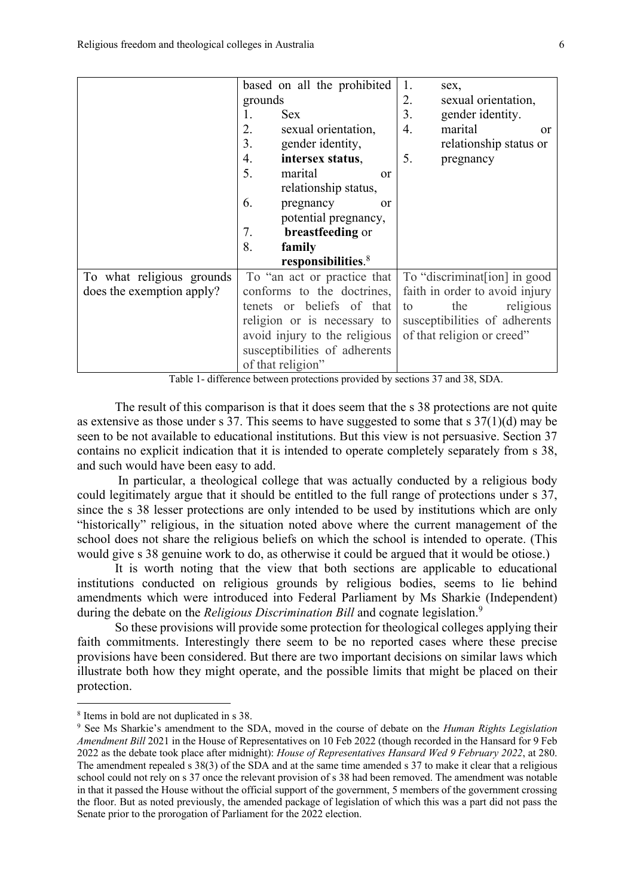| | | |
|---|---|---|
| | based on all the prohibited grounds<br>1. Sex<br>2. sexual orientation,<br>3. gender identity,<br>4. **intersex status**,<br>5. marital or relationship status,<br>6. pregnancy or potential pregnancy,<br>7. **breastfeeding** or<br>8. **family responsibilities**.[8] | 1. sex,<br>2. sexual orientation,<br>3. gender identity.<br>4. marital or relationship status or<br>5. pregnancy |
| To what religious grounds does the exemption apply? | To "an act or practice that conforms to the doctrines, tenets or beliefs of that religion or is necessary to avoid injury to the religious susceptibilities of adherents of that religion" | To "discriminat[ion] in good faith in order to avoid injury to the religious susceptibilities of adherents of that religion or creed" |

Table 1- difference between protections provided by sections 37 and 38, SDA.

The result of this comparison is that it does seem that the s 38 protections are not quite as extensive as those under s 37. This seems to have suggested to some that s 37(1)(d) may be seen to be not available to educational institutions. But this view is not persuasive. Section 37 contains no explicit indication that it is intended to operate completely separately from s 38, and such would have been easy to add.

In particular, a theological college that was actually conducted by a religious body could legitimately argue that it should be entitled to the full range of protections under s 37, since the s 38 lesser protections are only intended to be used by institutions which are only "historically" religious, in the situation noted above where the current management of the school does not share the religious beliefs on which the school is intended to operate. (This would give s 38 genuine work to do, as otherwise it could be argued that it would be otiose.)

It is worth noting that the view that both sections are applicable to educational institutions conducted on religious grounds by religious bodies, seems to lie behind amendments which were introduced into Federal Parliament by Ms Sharkie (Independent) during the debate on the *Religious Discrimination Bill* and cognate legislation.[9]

So these provisions will provide some protection for theological colleges applying their faith commitments. Interestingly there seem to be no reported cases where these precise provisions have been considered. But there are two important decisions on similar laws which illustrate both how they might operate, and the possible limits that might be placed on their protection.

---

[8] Items in bold are not duplicated in s 38.

[9] See Ms Sharkie's amendment to the SDA, moved in the course of debate on the *Human Rights Legislation Amendment Bill* 2021 in the House of Representatives on 10 Feb 2022 (though recorded in the Hansard for 9 Feb 2022 as the debate took place after midnight): *House of Representatives Hansard Wed 9 February 2022*, at 280. The amendment repealed s 38(3) of the SDA and at the same time amended s 37 to make it clear that a religious school could not rely on s 37 once the relevant provision of s 38 had been removed. The amendment was notable in that it passed the House without the official support of the government, 5 members of the government crossing the floor. But as noted previously, the amended package of legislation of which this was a part did not pass the Senate prior to the prorogation of Parliament for the 2022 election.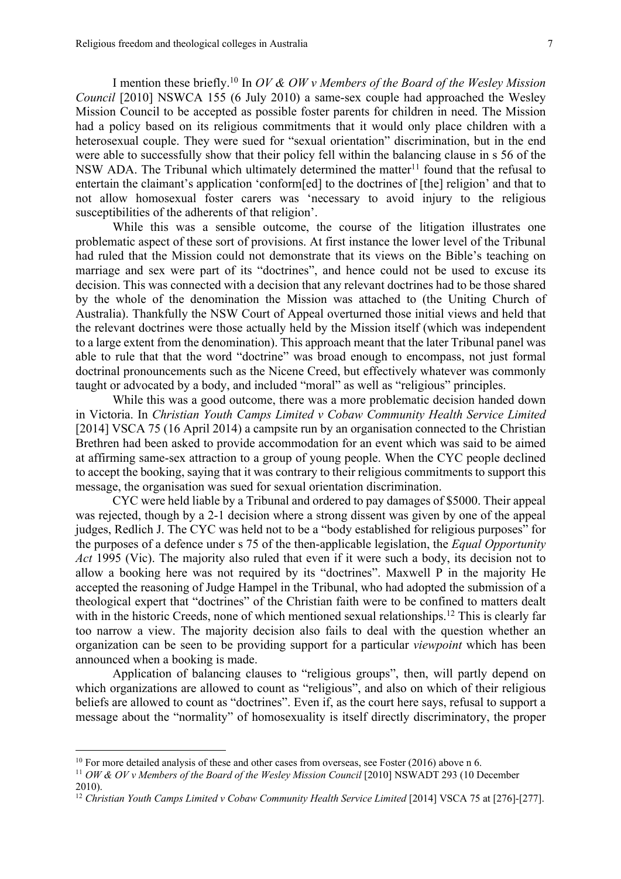I mention these briefly.[10] In *OV & OW v Members of the Board of the Wesley Mission Council* [2010] NSWCA 155 (6 July 2010) a same-sex couple had approached the Wesley Mission Council to be accepted as possible foster parents for children in need. The Mission had a policy based on its religious commitments that it would only place children with a heterosexual couple. They were sued for "sexual orientation" discrimination, but in the end were able to successfully show that their policy fell within the balancing clause in s 56 of the NSW ADA. The Tribunal which ultimately determined the matter[11] found that the refusal to entertain the claimant's application 'conform[ed] to the doctrines of [the] religion' and that to not allow homosexual foster carers was 'necessary to avoid injury to the religious susceptibilities of the adherents of that religion'.

While this was a sensible outcome, the course of the litigation illustrates one problematic aspect of these sort of provisions. At first instance the lower level of the Tribunal had ruled that the Mission could not demonstrate that its views on the Bible's teaching on marriage and sex were part of its "doctrines", and hence could not be used to excuse its decision. This was connected with a decision that any relevant doctrines had to be those shared by the whole of the denomination the Mission was attached to (the Uniting Church of Australia). Thankfully the NSW Court of Appeal overturned those initial views and held that the relevant doctrines were those actually held by the Mission itself (which was independent to a large extent from the denomination). This approach meant that the later Tribunal panel was able to rule that that the word "doctrine" was broad enough to encompass, not just formal doctrinal pronouncements such as the Nicene Creed, but effectively whatever was commonly taught or advocated by a body, and included "moral" as well as "religious" principles.

While this was a good outcome, there was a more problematic decision handed down in Victoria. In *Christian Youth Camps Limited v Cobaw Community Health Service Limited* [2014] VSCA 75 (16 April 2014) a campsite run by an organisation connected to the Christian Brethren had been asked to provide accommodation for an event which was said to be aimed at affirming same-sex attraction to a group of young people. When the CYC people declined to accept the booking, saying that it was contrary to their religious commitments to support this message, the organisation was sued for sexual orientation discrimination.

CYC were held liable by a Tribunal and ordered to pay damages of $5000. Their appeal was rejected, though by a 2-1 decision where a strong dissent was given by one of the appeal judges, Redlich J. The CYC was held not to be a "body established for religious purposes" for the purposes of a defence under s 75 of the then-applicable legislation, the *Equal Opportunity Act* 1995 (Vic). The majority also ruled that even if it were such a body, its decision not to allow a booking here was not required by its "doctrines". Maxwell P in the majority He accepted the reasoning of Judge Hampel in the Tribunal, who had adopted the submission of a theological expert that "doctrines" of the Christian faith were to be confined to matters dealt with in the historic Creeds, none of which mentioned sexual relationships.[12] This is clearly far too narrow a view. The majority decision also fails to deal with the question whether an organization can be seen to be providing support for a particular *viewpoint* which has been announced when a booking is made.

Application of balancing clauses to "religious groups", then, will partly depend on which organizations are allowed to count as "religious", and also on which of their religious beliefs are allowed to count as "doctrines". Even if, as the court here says, refusal to support a message about the "normality" of homosexuality is itself directly discriminatory, the proper

---

[10] For more detailed analysis of these and other cases from overseas, see Foster (2016) above n 6.

[11] *OW & OV v Members of the Board of the Wesley Mission Council* [2010] NSWADT 293 (10 December 2010).

[12] *Christian Youth Camps Limited v Cobaw Community Health Service Limited* [2014] VSCA 75 at [276]-[277].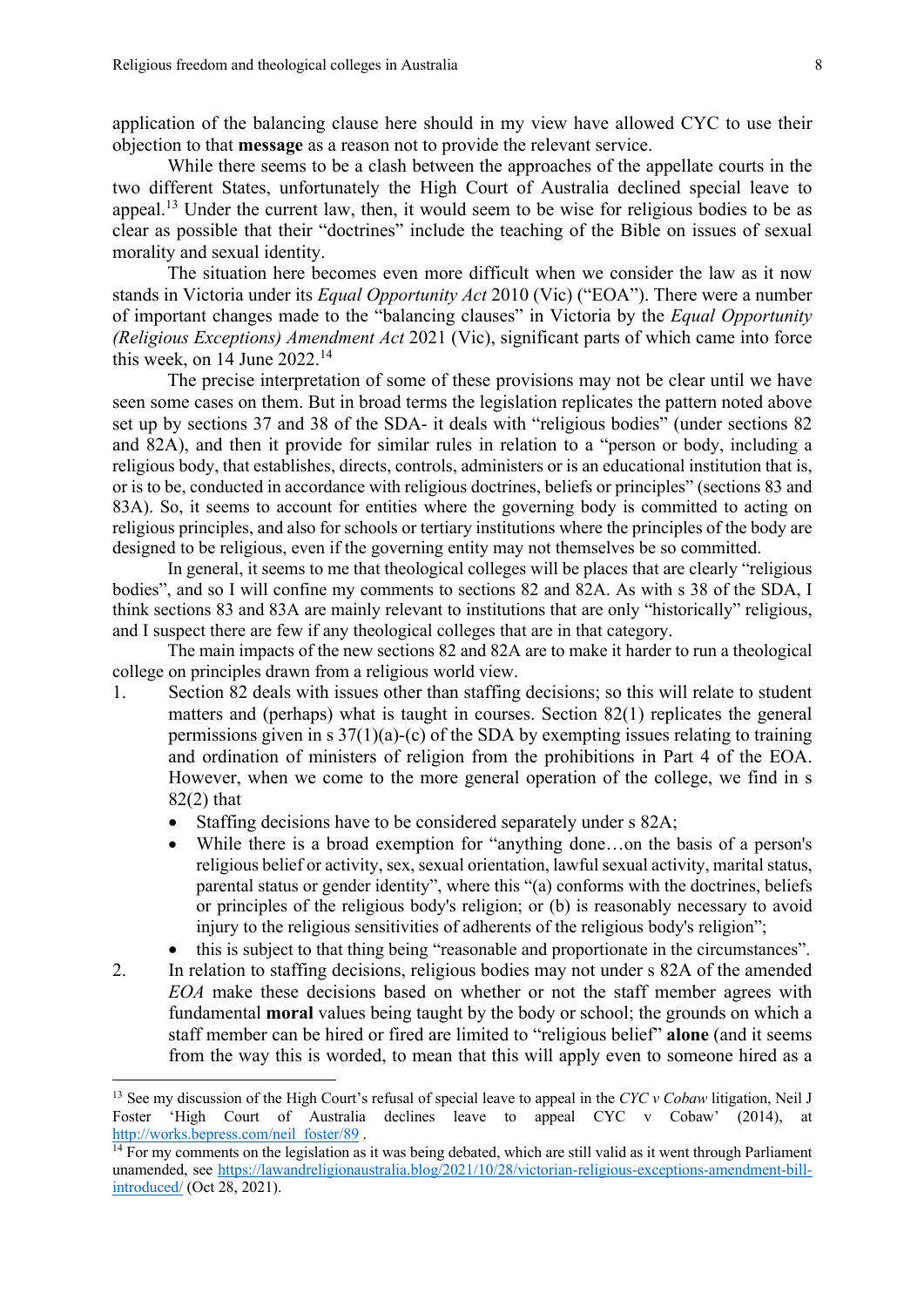application of the balancing clause here should in my view have allowed CYC to use their objection to that **message** as a reason not to provide the relevant service.

While there seems to be a clash between the approaches of the appellate courts in the two different States, unfortunately the High Court of Australia declined special leave to appeal.[13] Under the current law, then, it would seem to be wise for religious bodies to be as clear as possible that their "doctrines" include the teaching of the Bible on issues of sexual morality and sexual identity.

The situation here becomes even more difficult when we consider the law as it now stands in Victoria under its *Equal Opportunity Act* 2010 (Vic) ("EOA"). There were a number of important changes made to the "balancing clauses" in Victoria by the *Equal Opportunity (Religious Exceptions) Amendment Act* 2021 (Vic), significant parts of which came into force this week, on 14 June 2022.[14]

The precise interpretation of some of these provisions may not be clear until we have seen some cases on them. But in broad terms the legislation replicates the pattern noted above set up by sections 37 and 38 of the SDA- it deals with "religious bodies" (under sections 82 and 82A), and then it provide for similar rules in relation to a "person or body, including a religious body, that establishes, directs, controls, administers or is an educational institution that is, or is to be, conducted in accordance with religious doctrines, beliefs or principles" (sections 83 and 83A). So, it seems to account for entities where the governing body is committed to acting on religious principles, and also for schools or tertiary institutions where the principles of the body are designed to be religious, even if the governing entity may not themselves be so committed.

In general, it seems to me that theological colleges will be places that are clearly "religious bodies", and so I will confine my comments to sections 82 and 82A. As with s 38 of the SDA, I think sections 83 and 83A are mainly relevant to institutions that are only "historically" religious, and I suspect there are few if any theological colleges that are in that category.

The main impacts of the new sections 82 and 82A are to make it harder to run a theological college on principles drawn from a religious world view.

1. Section 82 deals with issues other than staffing decisions; so this will relate to student matters and (perhaps) what is taught in courses. Section 82(1) replicates the general permissions given in s 37(1)(a)-(c) of the SDA by exempting issues relating to training and ordination of ministers of religion from the prohibitions in Part 4 of the EOA. However, when we come to the more general operation of the college, we find in s 82(2) that
   - Staffing decisions have to be considered separately under s 82A;
   - While there is a broad exemption for "anything done…on the basis of a person's religious belief or activity, sex, sexual orientation, lawful sexual activity, marital status, parental status or gender identity", where this "(a) conforms with the doctrines, beliefs or principles of the religious body's religion; or (b) is reasonably necessary to avoid injury to the religious sensitivities of adherents of the religious body's religion";
   - this is subject to that thing being "reasonable and proportionate in the circumstances".
2. In relation to staffing decisions, religious bodies may not under s 82A of the amended *EOA* make these decisions based on whether or not the staff member agrees with fundamental **moral** values being taught by the body or school; the grounds on which a staff member can be hired or fired are limited to "religious belief" **alone** (and it seems from the way this is worded, to mean that this will apply even to someone hired as a

---

[13] See my discussion of the High Court's refusal of special leave to appeal in the *CYC v Cobaw* litigation, Neil J Foster 'High Court of Australia declines leave to appeal CYC v Cobaw' (2014), at http://works.bepress.com/neil_foster/89 .

[14] For my comments on the legislation as it was being debated, which are still valid as it went through Parliament unamended, see https://lawandreligionaustralia.blog/2021/10/28/victorian-religious-exceptions-amendment-bill-introduced/ (Oct 28, 2021).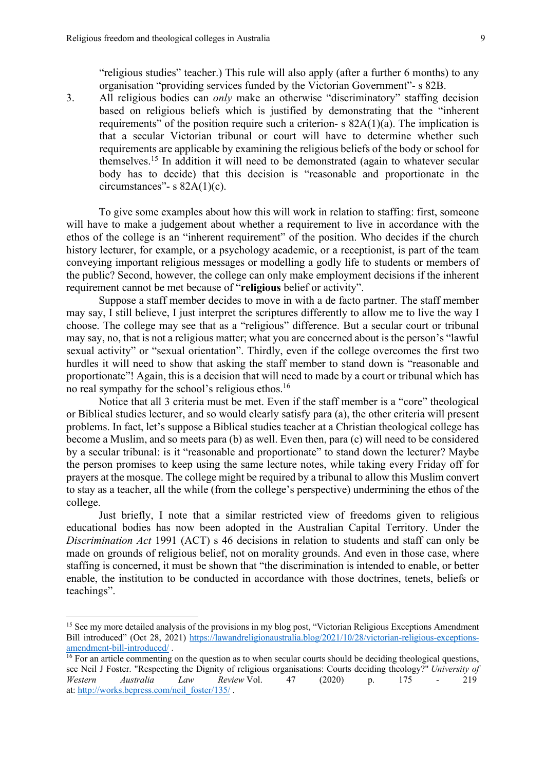"religious studies" teacher.) This rule will also apply (after a further 6 months) to any organisation "providing services funded by the Victorian Government"- s 82B.

3. All religious bodies can *only* make an otherwise "discriminatory" staffing decision based on religious beliefs which is justified by demonstrating that the "inherent requirements" of the position require such a criterion- s 82A(1)(a). The implication is that a secular Victorian tribunal or court will have to determine whether such requirements are applicable by examining the religious beliefs of the body or school for themselves.[15] In addition it will need to be demonstrated (again to whatever secular body has to decide) that this decision is "reasonable and proportionate in the circumstances"- s 82A(1)(c).

To give some examples about how this will work in relation to staffing: first, someone will have to make a judgement about whether a requirement to live in accordance with the ethos of the college is an "inherent requirement" of the position. Who decides if the church history lecturer, for example, or a psychology academic, or a receptionist, is part of the team conveying important religious messages or modelling a godly life to students or members of the public? Second, however, the college can only make employment decisions if the inherent requirement cannot be met because of "**religious** belief or activity".

Suppose a staff member decides to move in with a de facto partner. The staff member may say, I still believe, I just interpret the scriptures differently to allow me to live the way I choose. The college may see that as a "religious" difference. But a secular court or tribunal may say, no, that is not a religious matter; what you are concerned about is the person's "lawful sexual activity" or "sexual orientation". Thirdly, even if the college overcomes the first two hurdles it will need to show that asking the staff member to stand down is "reasonable and proportionate"! Again, this is a decision that will need to made by a court or tribunal which has no real sympathy for the school's religious ethos.[16]

Notice that all 3 criteria must be met. Even if the staff member is a "core" theological or Biblical studies lecturer, and so would clearly satisfy para (a), the other criteria will present problems. In fact, let's suppose a Biblical studies teacher at a Christian theological college has become a Muslim, and so meets para (b) as well. Even then, para (c) will need to be considered by a secular tribunal: is it "reasonable and proportionate" to stand down the lecturer? Maybe the person promises to keep using the same lecture notes, while taking every Friday off for prayers at the mosque. The college might be required by a tribunal to allow this Muslim convert to stay as a teacher, all the while (from the college's perspective) undermining the ethos of the college.

Just briefly, I note that a similar restricted view of freedoms given to religious educational bodies has now been adopted in the Australian Capital Territory. Under the *Discrimination Act* 1991 (ACT) s 46 decisions in relation to students and staff can only be made on grounds of religious belief, not on morality grounds. And even in those case, where staffing is concerned, it must be shown that "the discrimination is intended to enable, or better enable, the institution to be conducted in accordance with those doctrines, tenets, beliefs or teachings".

---

[15] See my more detailed analysis of the provisions in my blog post, "Victorian Religious Exceptions Amendment Bill introduced" (Oct 28, 2021) https://lawandreligionaustralia.blog/2021/10/28/victorian-religious-exceptions-amendment-bill-introduced/ .

[16] For an article commenting on the question as to when secular courts should be deciding theological questions, see Neil J Foster. "Respecting the Dignity of religious organisations: Courts deciding theology?" *University of Western Australia Law Review* Vol. 47 (2020) p. 175 - 219 at: http://works.bepress.com/neil_foster/135/ .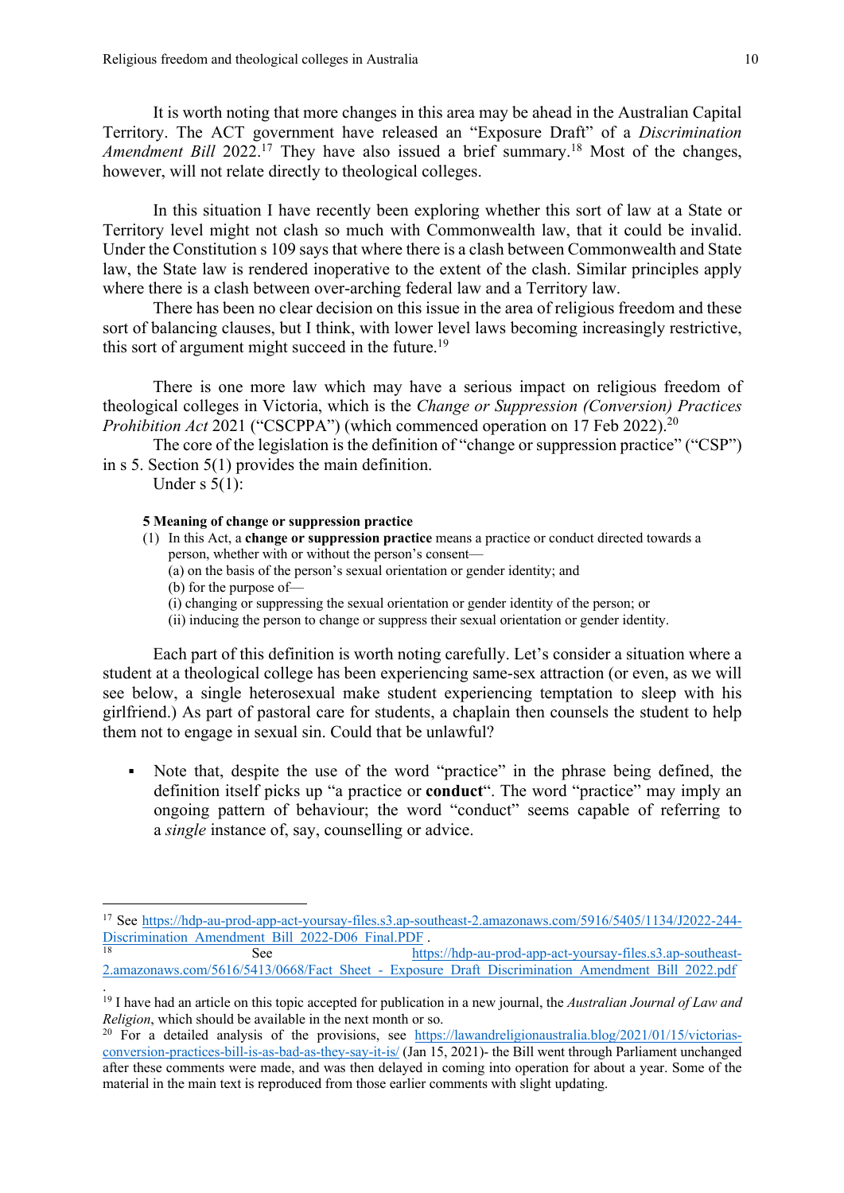It is worth noting that more changes in this area may be ahead in the Australian Capital Territory. The ACT government have released an "Exposure Draft" of a *Discrimination Amendment Bill* 2022.[17] They have also issued a brief summary.[18] Most of the changes, however, will not relate directly to theological colleges.

In this situation I have recently been exploring whether this sort of law at a State or Territory level might not clash so much with Commonwealth law, that it could be invalid. Under the Constitution s 109 says that where there is a clash between Commonwealth and State law, the State law is rendered inoperative to the extent of the clash. Similar principles apply where there is a clash between over-arching federal law and a Territory law.

There has been no clear decision on this issue in the area of religious freedom and these sort of balancing clauses, but I think, with lower level laws becoming increasingly restrictive, this sort of argument might succeed in the future.[19]

There is one more law which may have a serious impact on religious freedom of theological colleges in Victoria, which is the *Change or Suppression (Conversion) Practices Prohibition Act* 2021 ("CSCPPA") (which commenced operation on 17 Feb 2022).[20]

The core of the legislation is the definition of "change or suppression practice" ("CSP") in s 5. Section 5(1) provides the main definition.

Under s 5(1):

> **5 Meaning of change or suppression practice**
>
> (1) In this Act, a **change or suppression practice** means a practice or conduct directed towards a person, whether with or without the person's consent—
>
> (a) on the basis of the person's sexual orientation or gender identity; and
>
> (b) for the purpose of—
>
> (i) changing or suppressing the sexual orientation or gender identity of the person; or
>
> (ii) inducing the person to change or suppress their sexual orientation or gender identity.

Each part of this definition is worth noting carefully. Let's consider a situation where a student at a theological college has been experiencing same-sex attraction (or even, as we will see below, a single heterosexual make student experiencing temptation to sleep with his girlfriend.) As part of pastoral care for students, a chaplain then counsels the student to help them not to engage in sexual sin. Could that be unlawful?

- Note that, despite the use of the word "practice" in the phrase being defined, the definition itself picks up "a practice or **conduct**". The word "practice" may imply an ongoing pattern of behaviour; the word "conduct" seems capable of referring to a *single* instance of, say, counselling or advice.

---

[17] See https://hdp-au-prod-app-act-yoursay-files.s3.ap-southeast-2.amazonaws.com/5916/5405/1134/J2022-244-Discrimination_Amendment_Bill_2022-D06_Final.PDF .

[18] See https://hdp-au-prod-app-act-yoursay-files.s3.ap-southeast-2.amazonaws.com/5616/5413/0668/Fact_Sheet_-_Exposure_Draft_Discrimination_Amendment_Bill_2022.pdf .

[19] I have had an article on this topic accepted for publication in a new journal, the *Australian Journal of Law and Religion*, which should be available in the next month or so.

[20] For a detailed analysis of the provisions, see https://lawandreligionaustralia.blog/2021/01/15/victorias-conversion-practices-bill-is-as-bad-as-they-say-it-is/ (Jan 15, 2021)- the Bill went through Parliament unchanged after these comments were made, and was then delayed in coming into operation for about a year. Some of the material in the main text is reproduced from those earlier comments with slight updating.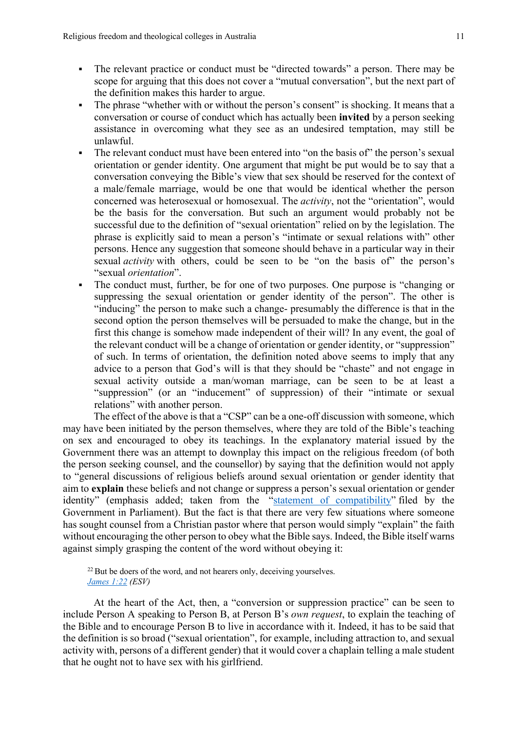- The relevant practice or conduct must be "directed towards" a person. There may be scope for arguing that this does not cover a "mutual conversation", but the next part of the definition makes this harder to argue.
- The phrase "whether with or without the person's consent" is shocking. It means that a conversation or course of conduct which has actually been **invited** by a person seeking assistance in overcoming what they see as an undesired temptation, may still be unlawful.
- The relevant conduct must have been entered into "on the basis of" the person's sexual orientation or gender identity. One argument that might be put would be to say that a conversation conveying the Bible's view that sex should be reserved for the context of a male/female marriage, would be one that would be identical whether the person concerned was heterosexual or homosexual. The *activity*, not the "orientation", would be the basis for the conversation. But such an argument would probably not be successful due to the definition of "sexual orientation" relied on by the legislation. The phrase is explicitly said to mean a person's "intimate or sexual relations with" other persons. Hence any suggestion that someone should behave in a particular way in their sexual *activity* with others, could be seen to be "on the basis of" the person's "sexual *orientation*".
- The conduct must, further, be for one of two purposes. One purpose is "changing or suppressing the sexual orientation or gender identity of the person". The other is "inducing" the person to make such a change- presumably the difference is that in the second option the person themselves will be persuaded to make the change, but in the first this change is somehow made independent of their will? In any event, the goal of the relevant conduct will be a change of orientation or gender identity, or "suppression" of such. In terms of orientation, the definition noted above seems to imply that any advice to a person that God's will is that they should be "chaste" and not engage in sexual activity outside a man/woman marriage, can be seen to be at least a "suppression" (or an "inducement" of suppression) of their "intimate or sexual relations" with another person.

The effect of the above is that a "CSP" can be a one-off discussion with someone, which may have been initiated by the person themselves, where they are told of the Bible's teaching on sex and encouraged to obey its teachings. In the explanatory material issued by the Government there was an attempt to downplay this impact on the religious freedom (of both the person seeking counsel, and the counsellor) by saying that the definition would not apply to "general discussions of religious beliefs around sexual orientation or gender identity that aim to **explain** these beliefs and not change or suppress a person's sexual orientation or gender identity" (emphasis added; taken from the "statement of compatibility" filed by the Government in Parliament). But the fact is that there are very few situations where someone has sought counsel from a Christian pastor where that person would simply "explain" the faith without encouraging the other person to obey what the Bible says. Indeed, the Bible itself warns against simply grasping the content of the word without obeying it:

> [22] But be doers of the word, and not hearers only, deceiving yourselves.
> *James 1:22 (ESV)*

At the heart of the Act, then, a "conversion or suppression practice" can be seen to include Person A speaking to Person B, at Person B's *own request*, to explain the teaching of the Bible and to encourage Person B to live in accordance with it. Indeed, it has to be said that the definition is so broad ("sexual orientation", for example, including attraction to, and sexual activity with, persons of a different gender) that it would cover a chaplain telling a male student that he ought not to have sex with his girlfriend.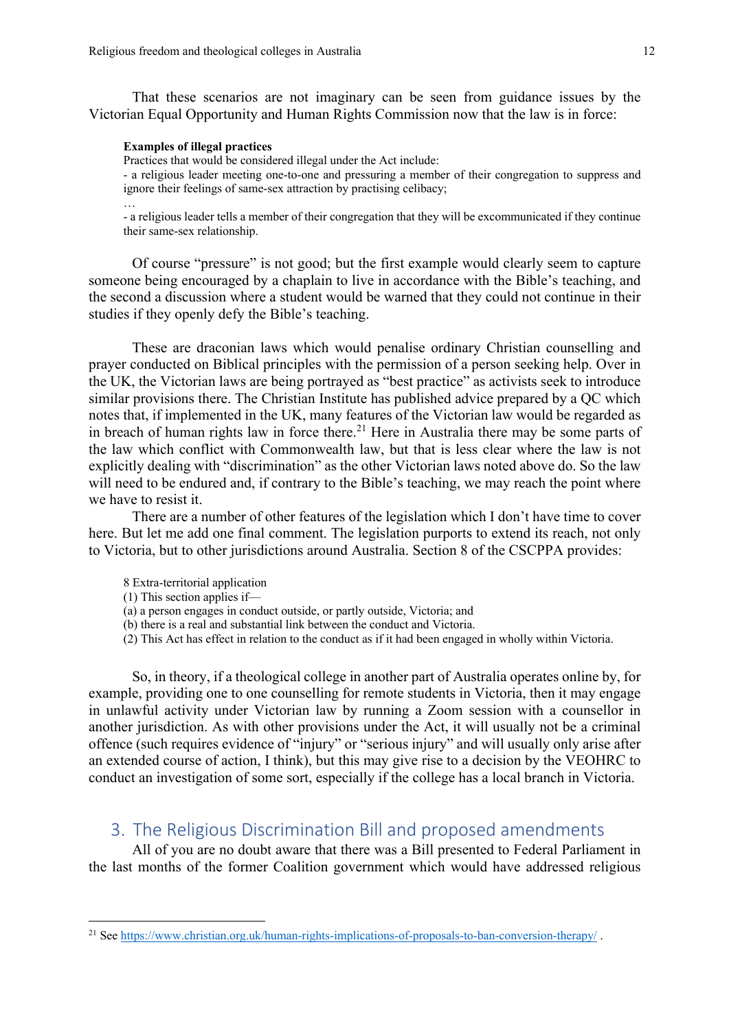That these scenarios are not imaginary can be seen from guidance issues by the Victorian Equal Opportunity and Human Rights Commission now that the law is in force:

> **Examples of illegal practices**
> Practices that would be considered illegal under the Act include:
> - a religious leader meeting one-to-one and pressuring a member of their congregation to suppress and ignore their feelings of same-sex attraction by practising celibacy;
> …
> - a religious leader tells a member of their congregation that they will be excommunicated if they continue their same-sex relationship.

Of course "pressure" is not good; but the first example would clearly seem to capture someone being encouraged by a chaplain to live in accordance with the Bible's teaching, and the second a discussion where a student would be warned that they could not continue in their studies if they openly defy the Bible's teaching.

These are draconian laws which would penalise ordinary Christian counselling and prayer conducted on Biblical principles with the permission of a person seeking help. Over in the UK, the Victorian laws are being portrayed as "best practice" as activists seek to introduce similar provisions there. The Christian Institute has published advice prepared by a QC which notes that, if implemented in the UK, many features of the Victorian law would be regarded as in breach of human rights law in force there.[21] Here in Australia there may be some parts of the law which conflict with Commonwealth law, but that is less clear where the law is not explicitly dealing with "discrimination" as the other Victorian laws noted above do. So the law will need to be endured and, if contrary to the Bible's teaching, we may reach the point where we have to resist it.

There are a number of other features of the legislation which I don't have time to cover here. But let me add one final comment. The legislation purports to extend its reach, not only to Victoria, but to other jurisdictions around Australia. Section 8 of the CSCPPA provides:

> 8 Extra-territorial application
> (1) This section applies if—
> (a) a person engages in conduct outside, or partly outside, Victoria; and
> (b) there is a real and substantial link between the conduct and Victoria.
> (2) This Act has effect in relation to the conduct as if it had been engaged in wholly within Victoria.

So, in theory, if a theological college in another part of Australia operates online by, for example, providing one to one counselling for remote students in Victoria, then it may engage in unlawful activity under Victorian law by running a Zoom session with a counsellor in another jurisdiction. As with other provisions under the Act, it will usually not be a criminal offence (such requires evidence of "injury" or "serious injury" and will usually only arise after an extended course of action, I think), but this may give rise to a decision by the VEOHRC to conduct an investigation of some sort, especially if the college has a local branch in Victoria.

## 3. The Religious Discrimination Bill and proposed amendments

All of you are no doubt aware that there was a Bill presented to Federal Parliament in the last months of the former Coalition government which would have addressed religious

---

[21] See https://www.christian.org.uk/human-rights-implications-of-proposals-to-ban-conversion-therapy/ .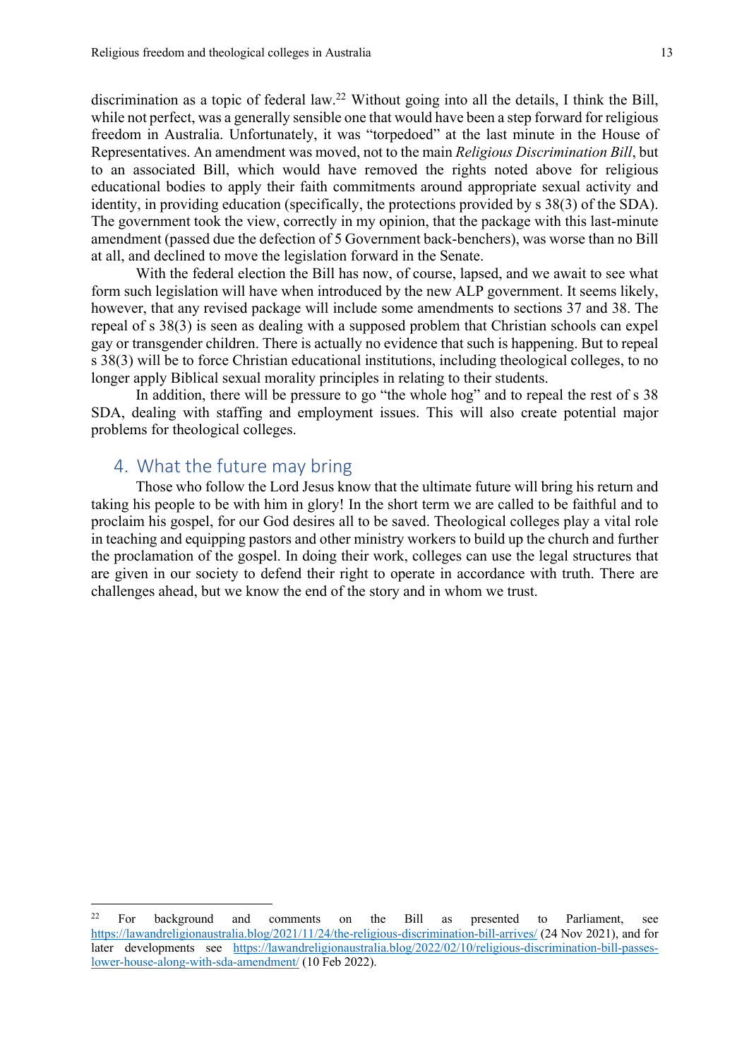discrimination as a topic of federal law.[22] Without going into all the details, I think the Bill, while not perfect, was a generally sensible one that would have been a step forward for religious freedom in Australia. Unfortunately, it was "torpedoed" at the last minute in the House of Representatives. An amendment was moved, not to the main *Religious Discrimination Bill*, but to an associated Bill, which would have removed the rights noted above for religious educational bodies to apply their faith commitments around appropriate sexual activity and identity, in providing education (specifically, the protections provided by s 38(3) of the SDA). The government took the view, correctly in my opinion, that the package with this last-minute amendment (passed due the defection of 5 Government back-benchers), was worse than no Bill at all, and declined to move the legislation forward in the Senate.

With the federal election the Bill has now, of course, lapsed, and we await to see what form such legislation will have when introduced by the new ALP government. It seems likely, however, that any revised package will include some amendments to sections 37 and 38. The repeal of s 38(3) is seen as dealing with a supposed problem that Christian schools can expel gay or transgender children. There is actually no evidence that such is happening. But to repeal s 38(3) will be to force Christian educational institutions, including theological colleges, to no longer apply Biblical sexual morality principles in relating to their students.

In addition, there will be pressure to go "the whole hog" and to repeal the rest of s 38 SDA, dealing with staffing and employment issues. This will also create potential major problems for theological colleges.

## 4. What the future may bring

Those who follow the Lord Jesus know that the ultimate future will bring his return and taking his people to be with him in glory! In the short term we are called to be faithful and to proclaim his gospel, for our God desires all to be saved. Theological colleges play a vital role in teaching and equipping pastors and other ministry workers to build up the church and further the proclamation of the gospel. In doing their work, colleges can use the legal structures that are given in our society to defend their right to operate in accordance with truth. There are challenges ahead, but we know the end of the story and in whom we trust.

---

[22] For background and comments on the Bill as presented to Parliament, see https://lawandreligionaustralia.blog/2021/11/24/the-religious-discrimination-bill-arrives/ (24 Nov 2021), and for later developments see https://lawandreligionaustralia.blog/2022/02/10/religious-discrimination-bill-passes-lower-house-along-with-sda-amendment/ (10 Feb 2022).